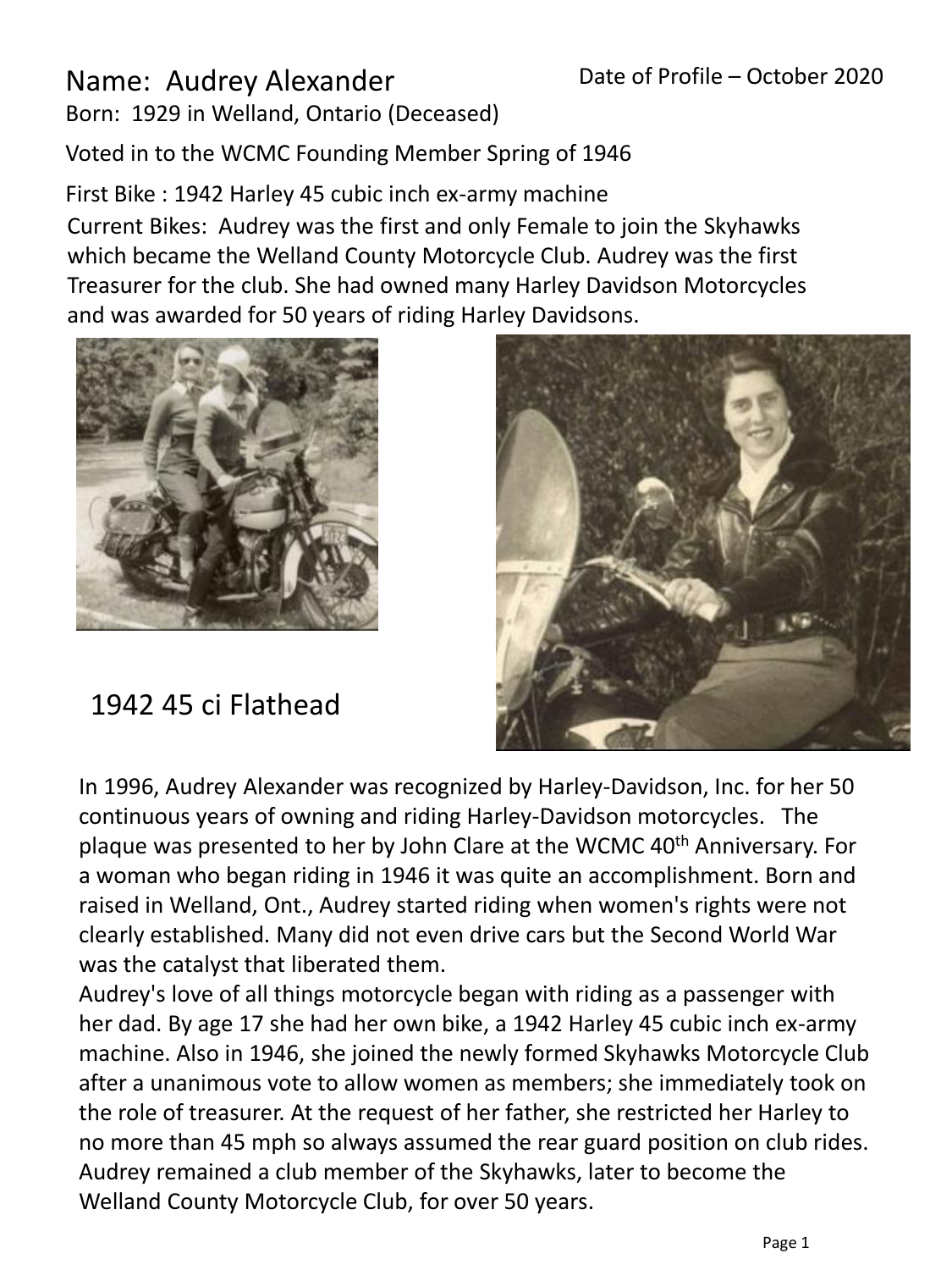Name: Audrey Alexander

Date of Profile – October 2020

Born: 1929 in Welland, Ontario (Deceased)

Voted in to the WCMC Founding Member Spring of 1946

First Bike : 1942 Harley 45 cubic inch ex-army machine

Current Bikes: Audrey was the first and only Female to join the Skyhawks which became the Welland County Motorcycle Club. Audrey was the first Treasurer for the club. She had owned many Harley Davidson Motorcycles and was awarded for 50 years of riding Harley Davidsons.

1942 45 ci Flathead

In 1996, Audrey Alexander was recognized by Harley-Davidson, Inc. for her 50 continuous years of owning and riding Harley-Davidson motorcycles. The plaque was presented to her by John Clare at the WCMC 40th Anniversary. For a woman who began riding in 1946 it was quite an accomplishment. Born and raised in Welland, Ont., Audrey started riding when women's rights were not clearly established. Many did not even drive cars but the Second World War was the catalyst that liberated them.

Audrey's love of all things motorcycle began with riding as a passenger with her dad. By age 17 she had her own bike, a 1942 Harley 45 cubic inch ex-army machine. Also in 1946, she joined the newly formed Skyhawks Motorcycle Club after a unanimous vote to allow women as members; she immediately took on the role of treasurer. At the request of her father, she restricted her Harley to no more than 45 mph so always assumed the rear guard position on club rides. Audrey remained a club member of the Skyhawks, later to become the Welland County Motorcycle Club, for over 50 years.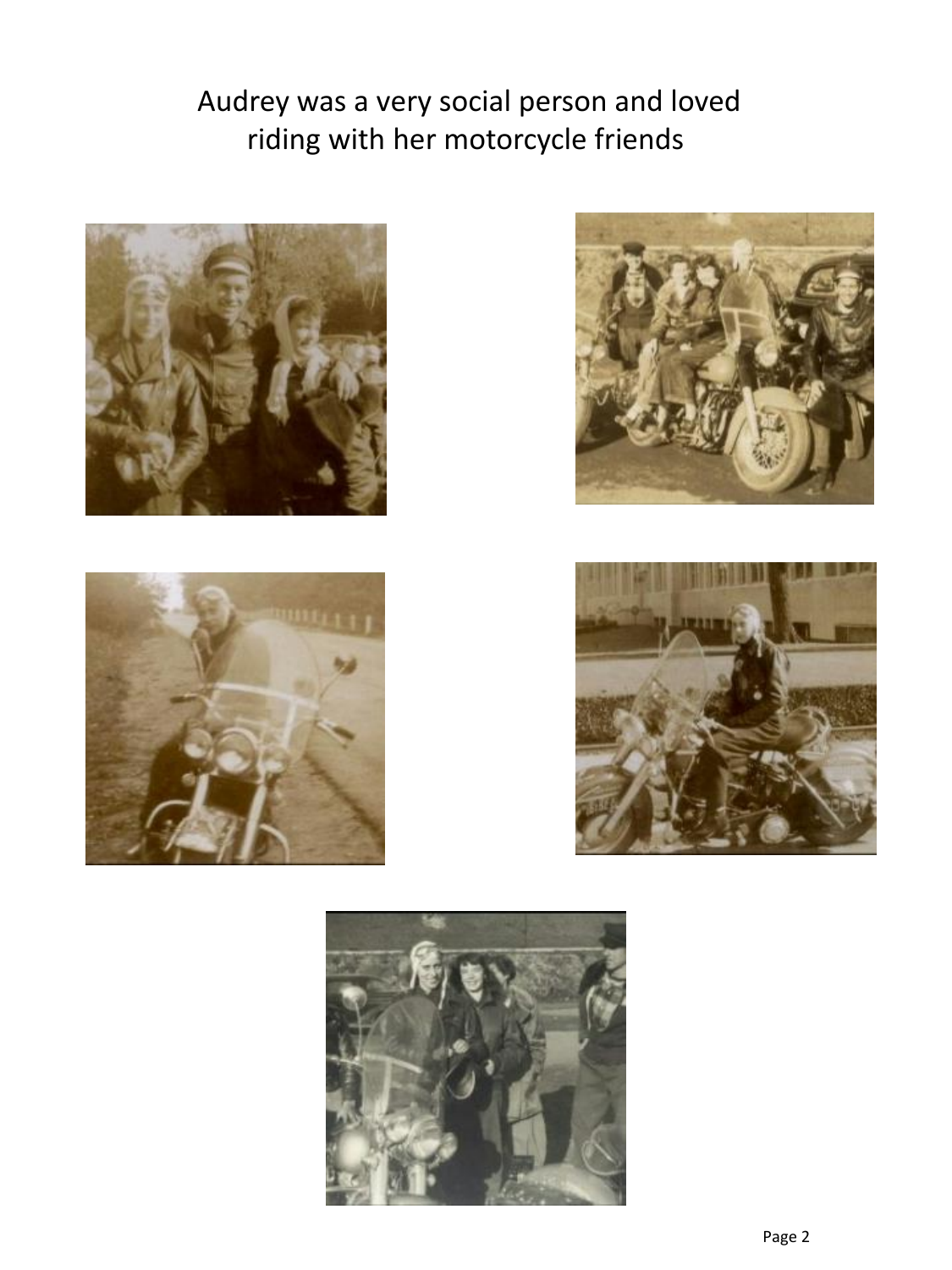Audrey was a very social person and loved riding with her motorcycle friends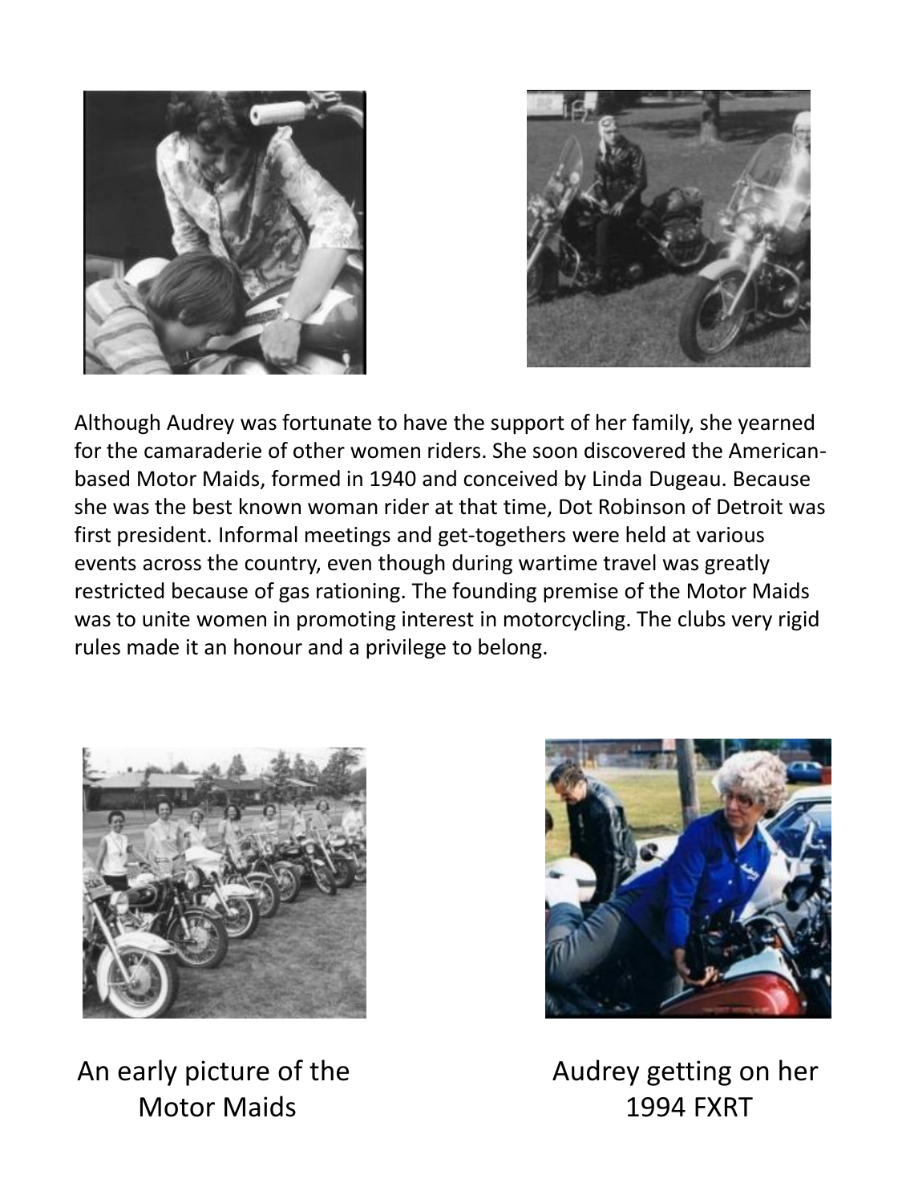Although Audrey was fortunate to have the support of her family, she yearned for the camaraderie of other women riders. She soon discovered the American-based Motor Maids, formed in 1940 and conceived by Linda Dugeau. Because she was the best known woman rider at that time, Dot Robinson of Detroit was first president. Informal meetings and get-togethers were held at various events across the country, even though during wartime travel was greatly restricted because of gas rationing. The founding premise of the Motor Maids was to unite women in promoting interest in motorcycling. The clubs very rigid rules made it an honour and a privilege to belong.

An early picture of the Motor Maids

Audrey getting on her 1994 FXRT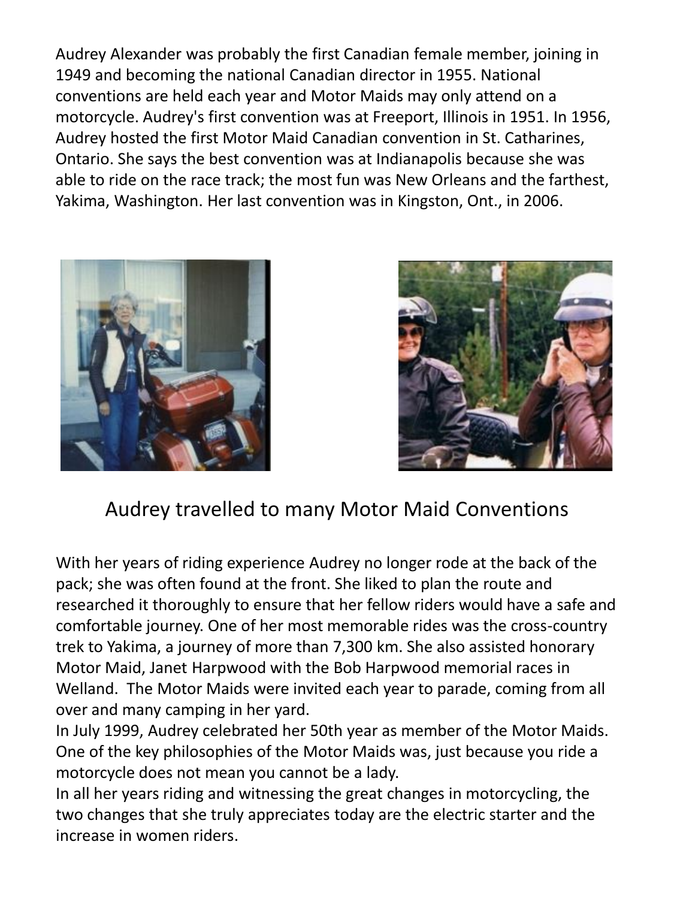Audrey Alexander was probably the first Canadian female member, joining in 1949 and becoming the national Canadian director in 1955. National conventions are held each year and Motor Maids may only attend on a motorcycle. Audrey's first convention was at Freeport, Illinois in 1951. In 1956, Audrey hosted the first Motor Maid Canadian convention in St. Catharines, Ontario. She says the best convention was at Indianapolis because she was able to ride on the race track; the most fun was New Orleans and the farthest, Yakima, Washington. Her last convention was in Kingston, Ont., in 2006.

Audrey travelled to many Motor Maid Conventions

With her years of riding experience Audrey no longer rode at the back of the pack; she was often found at the front. She liked to plan the route and researched it thoroughly to ensure that her fellow riders would have a safe and comfortable journey. One of her most memorable rides was the cross-country trek to Yakima, a journey of more than 7,300 km. She also assisted honorary Motor Maid, Janet Harpwood with the Bob Harpwood memorial races in Welland. The Motor Maids were invited each year to parade, coming from all over and many camping in her yard.

In July 1999, Audrey celebrated her 50th year as member of the Motor Maids. One of the key philosophies of the Motor Maids was, just because you ride a motorcycle does not mean you cannot be a lady.

In all her years riding and witnessing the great changes in motorcycling, the two changes that she truly appreciates today are the electric starter and the increase in women riders.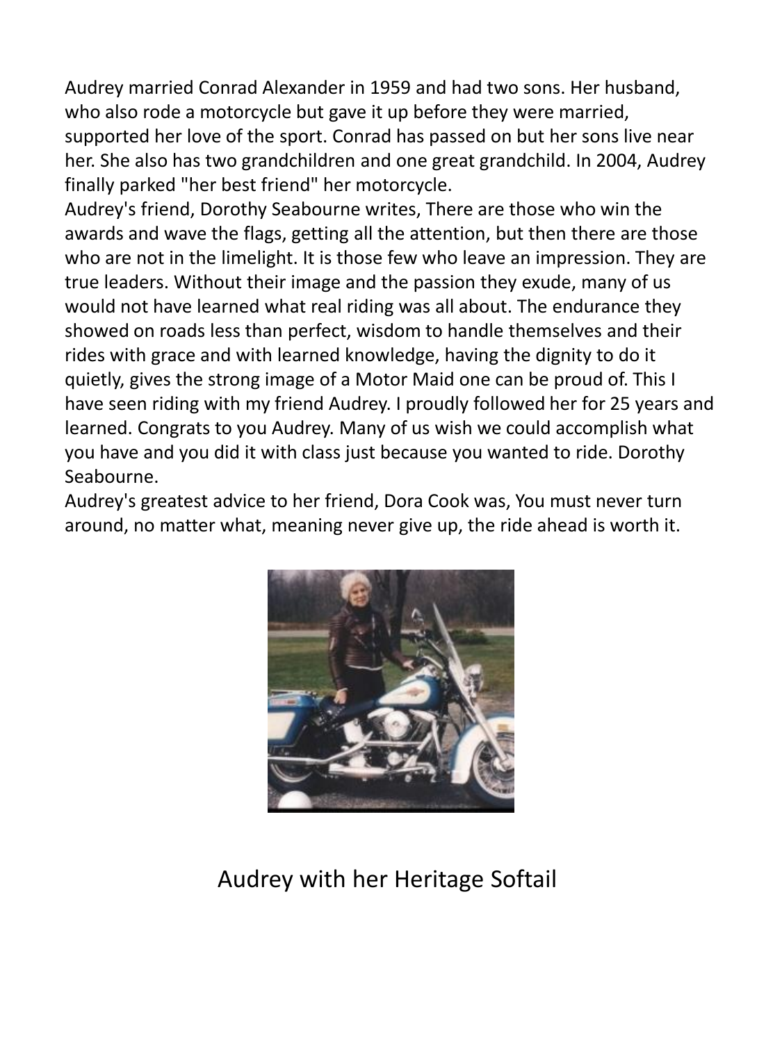Audrey married Conrad Alexander in 1959 and had two sons. Her husband, who also rode a motorcycle but gave it up before they were married, supported her love of the sport. Conrad has passed on but her sons live near her. She also has two grandchildren and one great grandchild. In 2004, Audrey finally parked "her best friend" her motorcycle.

Audrey's friend, Dorothy Seabourne writes, There are those who win the awards and wave the flags, getting all the attention, but then there are those who are not in the limelight. It is those few who leave an impression. They are true leaders. Without their image and the passion they exude, many of us would not have learned what real riding was all about. The endurance they showed on roads less than perfect, wisdom to handle themselves and their rides with grace and with learned knowledge, having the dignity to do it quietly, gives the strong image of a Motor Maid one can be proud of. This I have seen riding with my friend Audrey. I proudly followed her for 25 years and learned. Congrats to you Audrey. Many of us wish we could accomplish what you have and you did it with class just because you wanted to ride. Dorothy Seabourne.

Audrey's greatest advice to her friend, Dora Cook was, You must never turn around, no matter what, meaning never give up, the ride ahead is worth it.

Audrey with her Heritage Softail